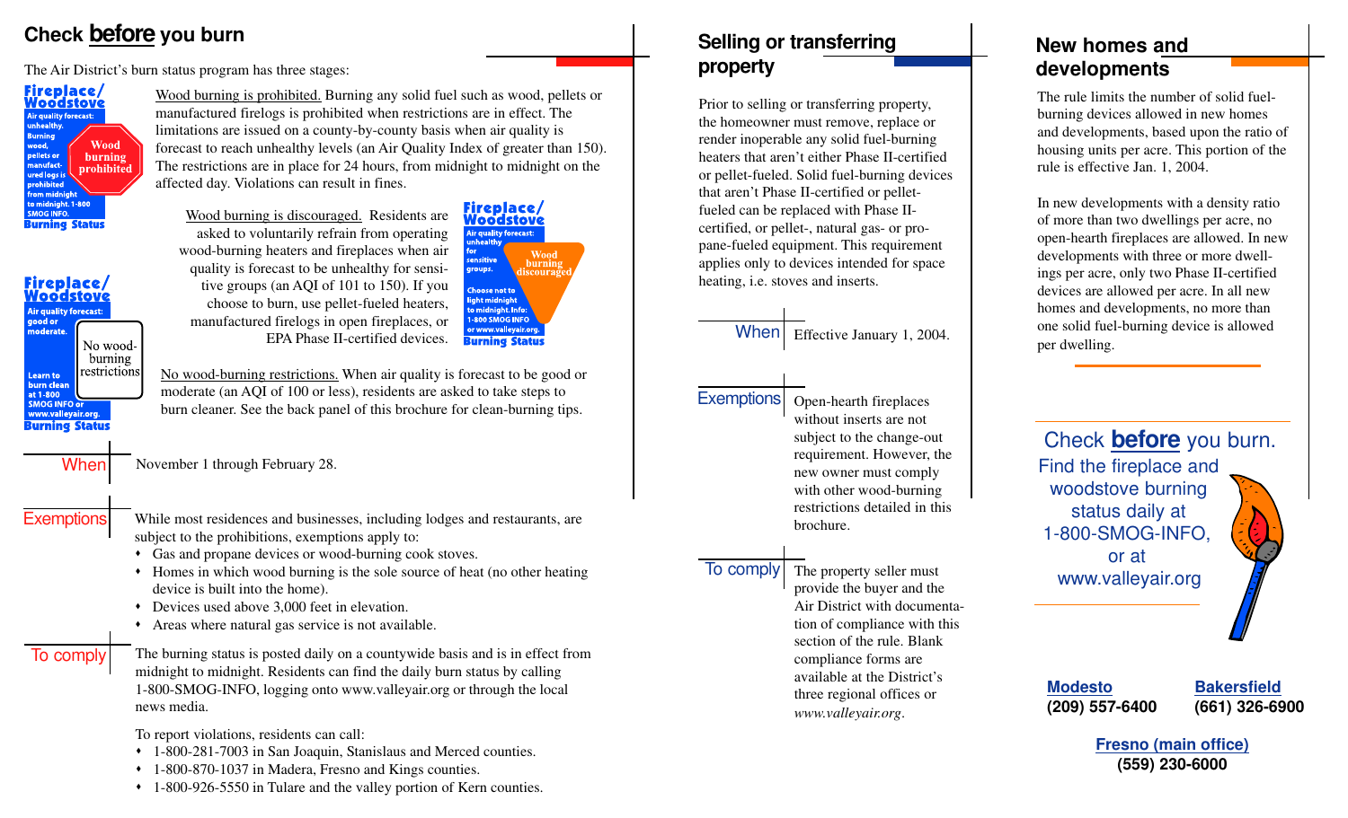## Check **before** you burn

The Air District's burn status program has three stages:

**Fireplace/Woodstove** — Air quality forecast: unhealthy. Burning wood, pellets or manufactured logs is prohibited from midnight to midnight. 1-800 SMOG INFO. **Burning Status** — Wood burning prohibited

Wood burning is prohibited. Burning any solid fuel such as wood, pellets or manufactured firelogs is prohibited when restrictions are in effect. The limitations are issued on a county-by-county basis when air quality is forecast to reach unhealthy levels (an Air Quality Index of greater than 150). The restrictions are in place for 24 hours, from midnight to midnight on the affected day. Violations can result in fines.

Wood burning is discouraged. Residents are asked to voluntarily refrain from operating wood-burning heaters and fireplaces when air quality is forecast to be unhealthy for sensitive groups (an AQI of 101 to 150). If you choose to burn, use pellet-fueled heaters, manufactured firelogs in open fireplaces, or EPA Phase II-certified devices.

**Fireplace/Woodstove** — Air quality forecast: unhealthy for sensitive groups. Choose not to light midnight to midnight. Info: 1-800 SMOG INFO or www.valleyair.org. **Burning Status** — Wood burning discouraged

**Fireplace/Woodstove** — Air quality forecast: good or moderate. Learn to burn clean at 1-800 SMOG INFO or www.valleyair.org. **Burning Status** — No wood-burning restrictions

No wood-burning restrictions. When air quality is forecast to be good or moderate (an AQI of 100 or less), residents are asked to take steps to burn cleaner. See the back panel of this brochure for clean-burning tips.

**When** November 1 through February 28.

**Exemptions** While most residences and businesses, including lodges and restaurants, are subject to the prohibitions, exemptions apply to:

- Gas and propane devices or wood-burning cook stoves.
- Homes in which wood burning is the sole source of heat (no other heating device is built into the home).
- Devices used above 3,000 feet in elevation.
- Areas where natural gas service is not available.

**To comply** The burning status is posted daily on a countywide basis and is in effect from midnight to midnight. Residents can find the daily burn status by calling 1-800-SMOG-INFO, logging onto www.valleyair.org or through the local news media.

To report violations, residents can call:

- 1-800-281-7003 in San Joaquin, Stanislaus and Merced counties.
- 1-800-870-1037 in Madera, Fresno and Kings counties.
- 1-800-926-5550 in Tulare and the valley portion of Kern counties.

## Selling or transferring property

Prior to selling or transferring property, the homeowner must remove, replace or render inoperable any solid fuel-burning heaters that aren't either Phase II-certified or pellet-fueled. Solid fuel-burning devices that aren't Phase II-certified or pellet-fueled can be replaced with Phase II-certified, or pellet-, natural gas- or propane-fueled equipment. This requirement applies only to devices intended for space heating, i.e. stoves and inserts.

**When** Effective January 1, 2004.

**Exemptions** Open-hearth fireplaces without inserts are not subject to the change-out requirement. However, the new owner must comply with other wood-burning restrictions detailed in this brochure.

**To comply** The property seller must provide the buyer and the Air District with documentation of compliance with this section of the rule. Blank compliance forms are available at the District's three regional offices or *www.valleyair.org*.

## New homes and developments

The rule limits the number of solid fuel-burning devices allowed in new homes and developments, based upon the ratio of housing units per acre. This portion of the rule is effective Jan. 1, 2004.

In new developments with a density ratio of more than two dwellings per acre, no open-hearth fireplaces are allowed. In new developments with three or more dwellings per acre, only two Phase II-certified devices are allowed per acre. In all new homes and developments, no more than one solid fuel-burning device is allowed per dwelling.

Check **before** you burn.
Find the fireplace and woodstove burning status daily at 1-800-SMOG-INFO, or at www.valleyair.org

**Modesto**
**(209) 557-6400**

**Bakersfield**
**(661) 326-6900**

**Fresno (main office)**
**(559) 230-6000**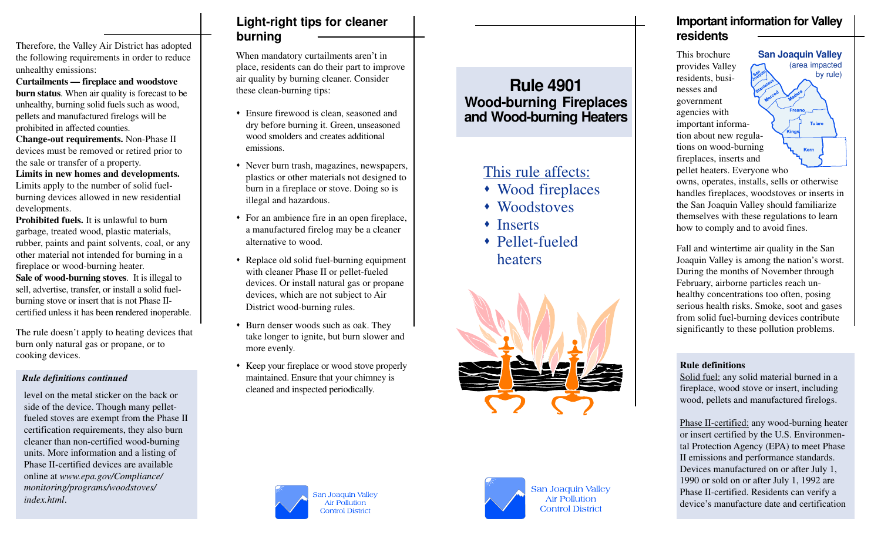Therefore, the Valley Air District has adopted the following requirements in order to reduce unhealthy emissions:

**Curtailments — fireplace and woodstove burn status**. When air quality is forecast to be unhealthy, burning solid fuels such as wood, pellets and manufactured firelogs will be prohibited in affected counties.

**Change-out requirements.** Non-Phase II devices must be removed or retired prior to the sale or transfer of a property.

**Limits in new homes and developments.** Limits apply to the number of solid fuel-burning devices allowed in new residential developments.

**Prohibited fuels.** It is unlawful to burn garbage, treated wood, plastic materials, rubber, paints and paint solvents, coal, or any other material not intended for burning in a fireplace or wood-burning heater.

**Sale of wood-burning stoves**. It is illegal to sell, advertise, transfer, or install a solid fuel-burning stove or insert that is not Phase II-certified unless it has been rendered inoperable.

The rule doesn't apply to heating devices that burn only natural gas or propane, or to cooking devices.

***Rule definitions continued***

level on the metal sticker on the back or side of the device. Though many pellet-fueled stoves are exempt from the Phase II certification requirements, they also burn cleaner than non-certified wood-burning units. More information and a listing of Phase II-certified devices are available online at *www.epa.gov/Compliance/monitoring/programs/woodstoves/index.html*.

## Light-right tips for cleaner burning

When mandatory curtailments aren't in place, residents can do their part to improve air quality by burning cleaner. Consider these clean-burning tips:

- Ensure firewood is clean, seasoned and dry before burning it. Green, unseasoned wood smolders and creates additional emissions.
- Never burn trash, magazines, newspapers, plastics or other materials not designed to burn in a fireplace or stove. Doing so is illegal and hazardous.
- For an ambience fire in an open fireplace, a manufactured firelog may be a cleaner alternative to wood.
- Replace old solid fuel-burning equipment with cleaner Phase II or pellet-fueled devices. Or install natural gas or propane devices, which are not subject to Air District wood-burning rules.
- Burn denser woods such as oak. They take longer to ignite, but burn slower and more evenly.
- Keep your fireplace or wood stove properly maintained. Ensure that your chimney is cleaned and inspected periodically.

San Joaquin Valley Air Pollution Control District

# Rule 4901
## Wood-burning Fireplaces and Wood-burning Heaters

This rule affects:

- Wood fireplaces
- Woodstoves
- Inserts
- Pellet-fueled heaters

San Joaquin Valley Air Pollution Control District

## Important information for Valley residents

San Joaquin Valley
(area impacted by rule)

San Joaquin, Stanislaus, Merced, Madera, Fresno, Kings, Tulare, Kern

This brochure provides Valley residents, businesses and government agencies with important information about new regulations on wood-burning fireplaces, inserts and pellet heaters. Everyone who owns, operates, installs, sells or otherwise handles fireplaces, woodstoves or inserts in the San Joaquin Valley should familiarize themselves with these regulations to learn how to comply and to avoid fines.

Fall and wintertime air quality in the San Joaquin Valley is among the nation's worst. During the months of November through February, airborne particles reach unhealthy concentrations too often, posing serious health risks. Smoke, soot and gases from solid fuel-burning devices contribute significantly to these pollution problems.

**Rule definitions**

Solid fuel: any solid material burned in a fireplace, wood stove or insert, including wood, pellets and manufactured firelogs.

Phase II-certified: any wood-burning heater or insert certified by the U.S. Environmental Protection Agency (EPA) to meet Phase II emissions and performance standards. Devices manufactured on or after July 1, 1990 or sold on or after July 1, 1992 are Phase II-certified. Residents can verify a device's manufacture date and certification